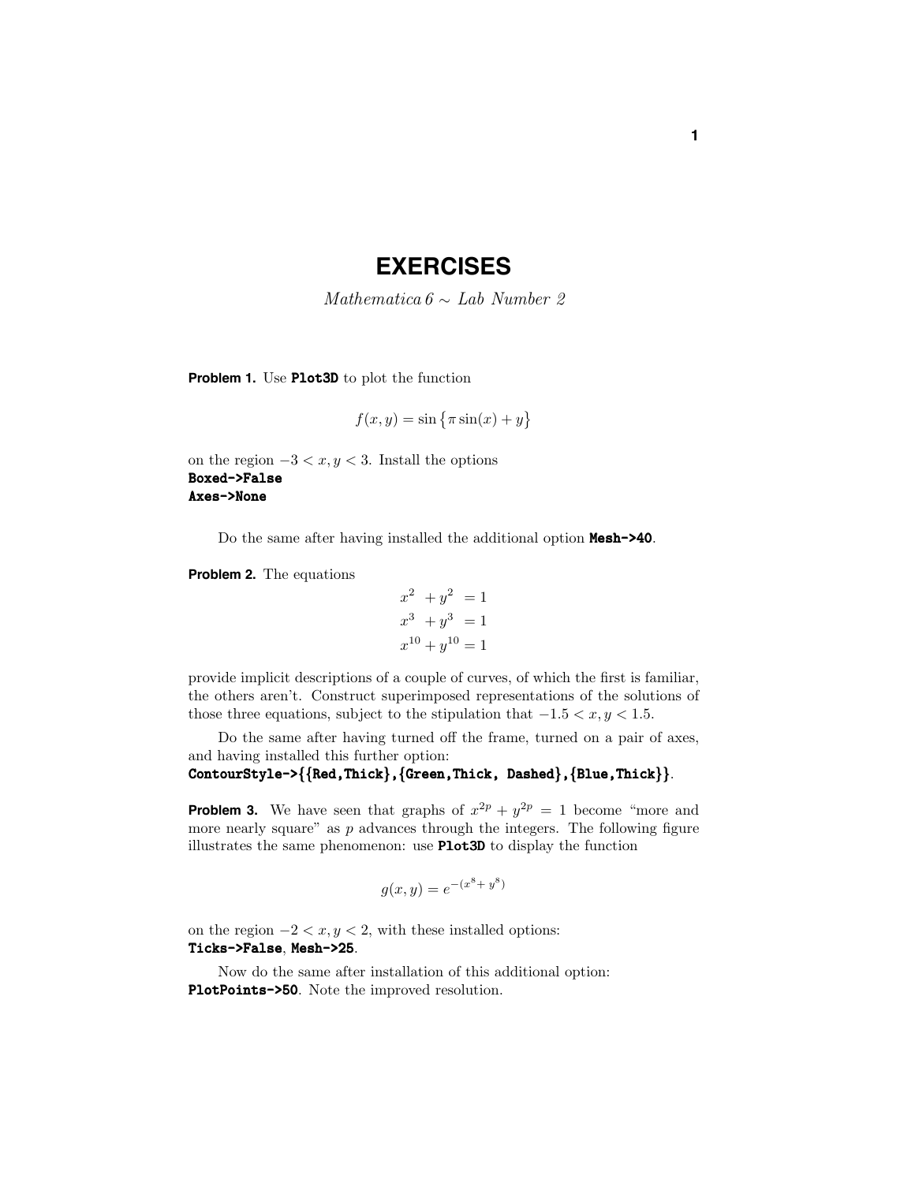# EXERCISES

*Mathematica 6 ∼ Lab Number 2*

**Problem 1.** Use **Plot3D** to plot the function

$$f(x,y) = \sin\{\pi \sin(x) + y\}$$

on the region $-3 < x, y < 3$. Install the options
**Boxed->False**
**Axes->None**

Do the same after having installed the additional option **Mesh->40**.

**Problem 2.** The equations

$$\begin{aligned} x^2 + y^2 &= 1 \\ x^3 + y^3 &= 1 \\ x^{10} + y^{10} &= 1 \end{aligned}$$

provide implicit descriptions of a couple of curves, of which the first is familiar, the others aren't. Construct superimposed representations of the solutions of those three equations, subject to the stipulation that $-1.5 < x, y < 1.5$.

Do the same after having turned off the frame, turned on a pair of axes, and having installed this further option:
**ContourStyle->{{Red,Thick},{Green,Thick, Dashed},{Blue,Thick}}**.

**Problem 3.** We have seen that graphs of $x^{2p} + y^{2p} = 1$ become "more and more nearly square" as $p$ advances through the integers. The following figure illustrates the same phenomenon: use **Plot3D** to display the function

$$g(x,y) = e^{-(x^8 + y^8)}$$

on the region $-2 < x, y < 2$, with these installed options:
**Ticks->False**, **Mesh->25**.

Now do the same after installation of this additional option:
**PlotPoints->50**. Note the improved resolution.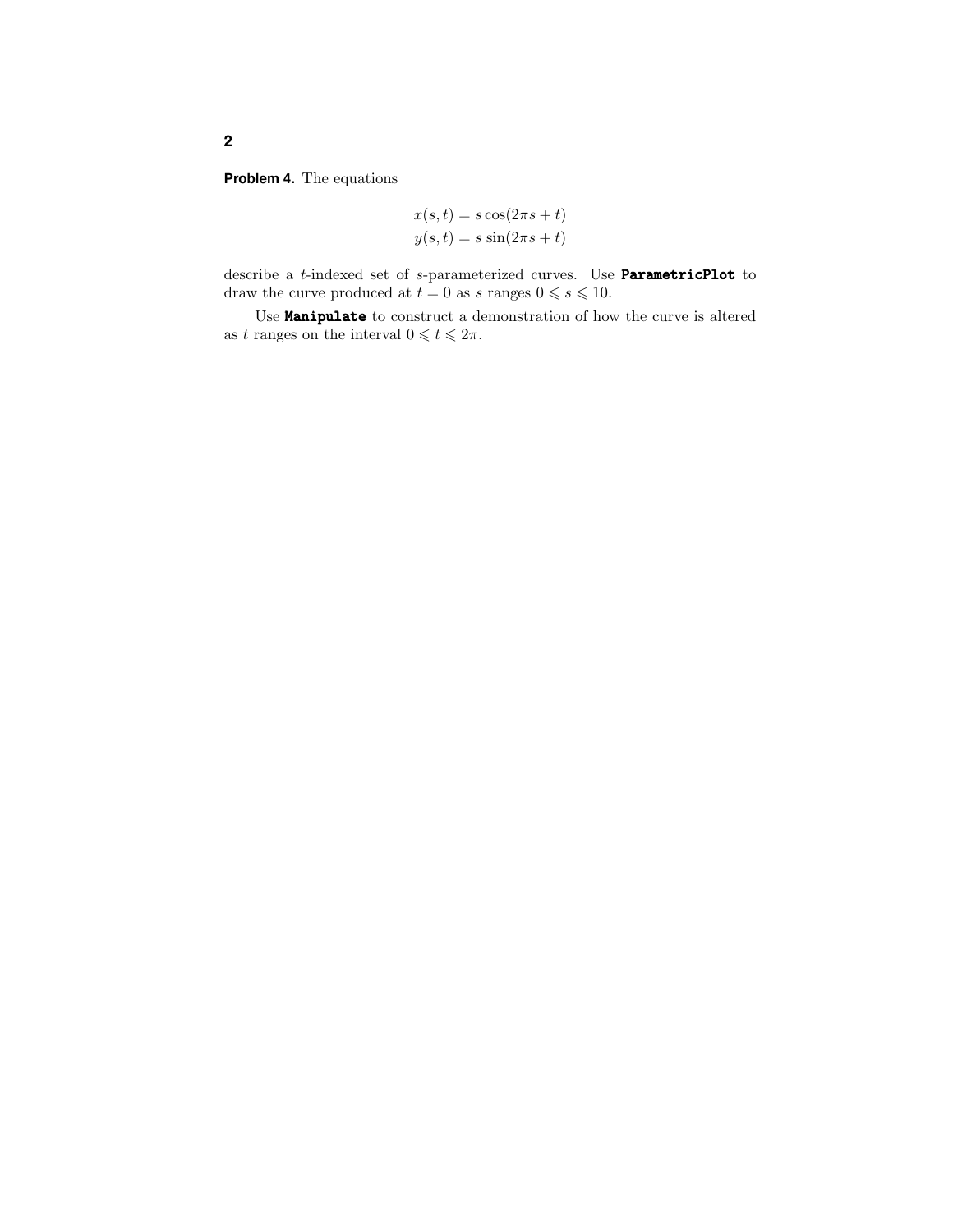**Problem 4.** The equations

$$
\begin{aligned}
x(s,t) &= s\cos(2\pi s + t) \\
y(s,t) &= s\sin(2\pi s + t)
\end{aligned}
$$

describe a $t$-indexed set of $s$-parameterized curves. Use **ParametricPlot** to draw the curve produced at $t = 0$ as $s$ ranges $0 \leqslant s \leqslant 10$.

Use **Manipulate** to construct a demonstration of how the curve is altered as $t$ ranges on the interval $0 \leqslant t \leqslant 2\pi$.